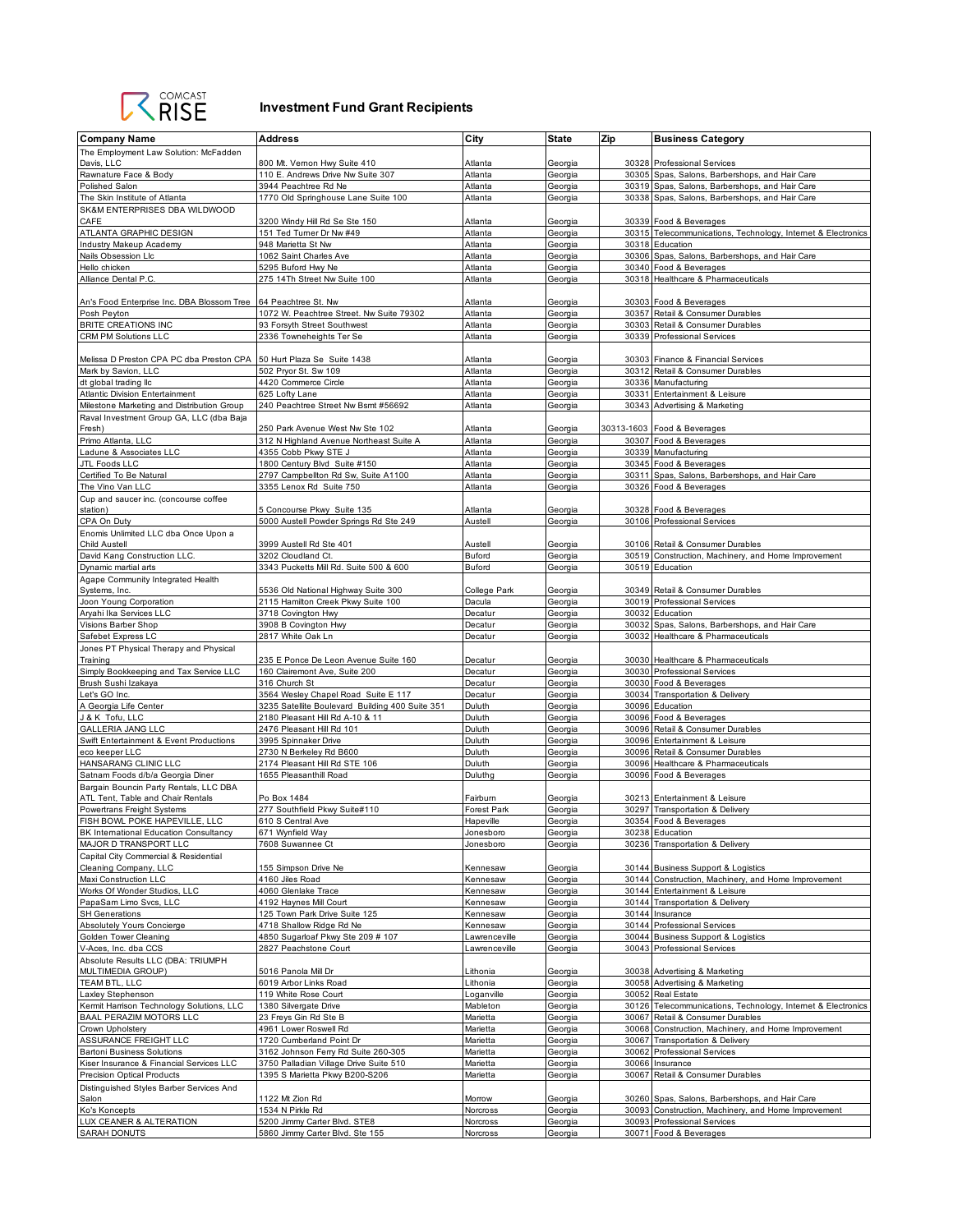COMCAST RISE

# Investment Fund Grant Recipients

| Company Name | Address | City | State | Zip | Business Category |
|---|---|---|---|---|---|
| The Employment Law Solution: McFadden Davis, LLC | 800 Mt. Vernon Hwy Suite 410 | Atlanta | Georgia | 30328 | Professional Services |
| Rawnature Face & Body | 110 E. Andrews Drive Nw Suite 307 | Atlanta | Georgia | 30305 | Spas, Salons, Barbershops, and Hair Care |
| Polished Salon | 3944 Peachtree Rd Ne | Atlanta | Georgia | 30319 | Spas, Salons, Barbershops, and Hair Care |
| The Skin Institute of Atlanta | 1770 Old Springhouse Lane Suite 100 | Atlanta | Georgia | 30338 | Spas, Salons, Barbershops, and Hair Care |
| SK&M ENTERPRISES DBA WILDWOOD CAFE | 3200 Windy Hill Rd Se Ste 150 | Atlanta | Georgia | 30339 | Food & Beverages |
| ATLANTA GRAPHIC DESIGN | 151 Ted Turner Dr Nw #49 | Atlanta | Georgia | 30315 | Telecommunications, Technology, Internet & Electronics |
| Industry Makeup Academy | 948 Marietta St Nw | Atlanta | Georgia | 30318 | Education |
| Nails Obsession Llc | 1062 Saint Charles Ave | Atlanta | Georgia | 30306 | Spas, Salons, Barbershops, and Hair Care |
| Hello chicken | 5295 Buford Hwy Ne | Atlanta | Georgia | 30340 | Food & Beverages |
| Alliance Dental P.C. | 275 14Th Street Nw Suite 100 | Atlanta | Georgia | 30318 | Healthcare & Pharmaceuticals |
| An's Food Enterprise Inc. DBA Blossom Tree | 64 Peachtree St. Nw | Atlanta | Georgia | 30303 | Food & Beverages |
| Posh Peyton | 1072 W. Peachtree Street. Nw Suite 79302 | Atlanta | Georgia | 30357 | Retail & Consumer Durables |
| BRITE CREATIONS INC | 93 Forsyth Street Southwest | Atlanta | Georgia | 30303 | Retail & Consumer Durables |
| CRM PM Solutions LLC | 2336 Towneheights Ter Se | Atlanta | Georgia | 30339 | Professional Services |
| Melissa D Preston CPA PC dba Preston CPA | 50 Hurt Plaza Se Suite 1438 | Atlanta | Georgia | 30303 | Finance & Financial Services |
| Mark by Savion, LLC | 502 Pryor St. Sw 109 | Atlanta | Georgia | 30312 | Retail & Consumer Durables |
| dt global trading llc | 4420 Commerce Circle | Atlanta | Georgia | 30336 | Manufacturing |
| Atlantic Division Entertainment | 625 Lofty Lane | Atlanta | Georgia | 30331 | Entertainment & Leisure |
| Milestone Marketing and Distribution Group | 240 Peachtree Street Nw Bsmt #56692 | Atlanta | Georgia | 30343 | Advertising & Marketing |
| Raval Investment Group GA, LLC (dba Baja Fresh) | 250 Park Avenue West Nw Ste 102 | Atlanta | Georgia | 30313-1603 | Food & Beverages |
| Primo Atlanta, LLC | 312 N Highland Avenue Northeast Suite A | Atlanta | Georgia | 30307 | Food & Beverages |
| Ladune & Associates LLC | 4355 Cobb Pkwy STE J | Atlanta | Georgia | 30339 | Manufacturing |
| JTL Foods LLC | 1800 Century Blvd Suite #150 | Atlanta | Georgia | 30345 | Food & Beverages |
| Certified To Be Natural | 2797 Campbellton Rd Sw, Suite A1100 | Atlanta | Georgia | 30311 | Spas, Salons, Barbershops, and Hair Care |
| The Vino Van LLC | 3355 Lenox Rd Suite 750 | Atlanta | Georgia | 30326 | Food & Beverages |
| Cup and saucer inc. (concourse coffee station) | 5 Concourse Pkwy Suite 135 | Atlanta | Georgia | 30328 | Food & Beverages |
| CPA On Duty | 5000 Austell Powder Springs Rd Ste 249 | Austell | Georgia | 30106 | Professional Services |
| Enomis Unlimited LLC dba Once Upon a Child Austell | 3999 Austell Rd Ste 401 | Austell | Georgia | 30106 | Retail & Consumer Durables |
| David Kang Construction LLC. | 3202 Cloudland Ct. | Buford | Georgia | 30519 | Construction, Machinery, and Home Improvement |
| Dynamic martial arts | 3343 Pucketts Mill Rd. Suite 500 & 600 | Buford | Georgia | 30519 | Education |
| Agape Community Integrated Health Systems, Inc. | 5536 Old National Highway Suite 300 | College Park | Georgia | 30349 | Retail & Consumer Durables |
| Joon Young Corporation | 2115 Hamilton Creek Pkwy Suite 100 | Dacula | Georgia | 30019 | Professional Services |
| Aryahi Ika Services LLC | 3718 Covington Hwy | Decatur | Georgia | 30032 | Education |
| Visions Barber Shop | 3908 B Covington Hwy | Decatur | Georgia | 30032 | Spas, Salons, Barbershops, and Hair Care |
| Safebet Express LC | 2817 White Oak Ln | Decatur | Georgia | 30032 | Healthcare & Pharmaceuticals |
| Jones PT Physical Therapy and Physical Training | 235 E Ponce De Leon Avenue Suite 160 | Decatur | Georgia | 30030 | Healthcare & Pharmaceuticals |
| Simply Bookkeeping and Tax Service LLC | 160 Clairemont Ave, Suite 200 | Decatur | Georgia | 30030 | Professional Services |
| Brush Sushi Izakaya | 316 Church St | Decatur | Georgia | 30030 | Food & Beverages |
| Let's GO Inc. | 3564 Wesley Chapel Road Suite E 117 | Decatur | Georgia | 30034 | Transportation & Delivery |
| A Georgia Life Center | 3235 Satellite Boulevard Building 400 Suite 351 | Duluth | Georgia | 30096 | Education |
| J & K Tofu, LLC | 2180 Pleasant Hill Rd A-10 & 11 | Duluth | Georgia | 30096 | Food & Beverages |
| GALLERIA JANG LLC | 2476 Pleasant Hill Rd 101 | Duluth | Georgia | 30096 | Retail & Consumer Durables |
| Swift Entertainment & Event Productions | 3995 Spinnaker Drive | Duluth | Georgia | 30096 | Entertainment & Leisure |
| eco keeper LLC | 2730 N Berkeley Rd B600 | Duluth | Georgia | 30096 | Retail & Consumer Durables |
| HANSARANG CLINIC LLC | 2174 Pleasant Hill Rd STE 106 | Duluth | Georgia | 30096 | Healthcare & Pharmaceuticals |
| Satnam Foods d/b/a Georgia Diner | 1655 Pleasanthill Road | Duluthg | Georgia | 30096 | Food & Beverages |
| Bargain Bouncin Party Rentals, LLC DBA ATL Tent, Table and Chair Rentals | Po Box 1484 | Fairburn | Georgia | 30213 | Entertainment & Leisure |
| Powertrans Freight Systems | 277 Southfield Pkwy Suite#110 | Forest Park | Georgia | 30297 | Transportation & Delivery |
| FISH BOWL POKE HAPEVILLE, LLC | 610 S Central Ave | Hapeville | Georgia | 30354 | Food & Beverages |
| BK International Education Consultancy | 671 Wynfield Way | Jonesboro | Georgia | 30238 | Education |
| MAJOR D TRANSPORT LLC | 7608 Suwannee Ct | Jonesboro | Georgia | 30236 | Transportation & Delivery |
| Capital City Commercial & Residential Cleaning Company, LLC | 155 Simpson Drive Ne | Kennesaw | Georgia | 30144 | Business Support & Logistics |
| Maxi Construction LLC | 4160 Jiles Road | Kennesaw | Georgia | 30144 | Construction, Machinery, and Home Improvement |
| Works Of Wonder Studios, LLC | 4060 Glenlake Trace | Kennesaw | Georgia | 30144 | Entertainment & Leisure |
| PapaSam Limo Svcs, LLC | 4192 Haynes Mill Court | Kennesaw | Georgia | 30144 | Transportation & Delivery |
| SH Generations | 125 Town Park Drive Suite 125 | Kennesaw | Georgia | 30144 | Insurance |
| Absolutely Yours Concierge | 4718 Shallow Ridge Rd Ne | Kennesaw | Georgia | 30144 | Professional Services |
| Golden Tower Cleaning | 4850 Sugarloaf Pkwy Ste 209 # 107 | Lawrenceville | Georgia | 30044 | Business Support & Logistics |
| V-Aces, Inc. dba CCS | 2827 Peachstone Court | Lawrenceville | Georgia | 30043 | Professional Services |
| Absolute Results LLC (DBA: TRIUMPH MULTIMEDIA GROUP) | 5016 Panola Mill Dr | Lithonia | Georgia | 30038 | Advertising & Marketing |
| TEAM BTL, LLC | 6019 Arbor Links Road | Lithonia | Georgia | 30058 | Advertising & Marketing |
| Laxley Stephenson | 119 White Rose Court | Loganville | Georgia | 30052 | Real Estate |
| Kermit Harrison Technology Solutions, LLC | 1380 Silvergate Drive | Mableton | Georgia | 30126 | Telecommunications, Technology, Internet & Electronics |
| BAAL PERAZIM MOTORS LLC | 23 Freys Gin Rd Ste B | Marietta | Georgia | 30067 | Retail & Consumer Durables |
| Crown Upholstery | 4961 Lower Roswell Rd | Marietta | Georgia | 30068 | Construction, Machinery, and Home Improvement |
| ASSURANCE FREIGHT LLC | 1720 Cumberland Point Dr | Marietta | Georgia | 30067 | Transportation & Delivery |
| Bartoni Business Solutions | 3162 Johnson Ferry Rd Suite 260-305 | Marietta | Georgia | 30062 | Professional Services |
| Kiser Insurance & Financial Services LLC | 3750 Palladian Village Drive Suite 510 | Marietta | Georgia | 30066 | Insurance |
| Precision Optical Products | 1395 S Marietta Pkwy B200-S206 | Marietta | Georgia | 30067 | Retail & Consumer Durables |
| Distinguished Styles Barber Services And Salon | 1122 Mt Zion Rd | Morrow | Georgia | 30260 | Spas, Salons, Barbershops, and Hair Care |
| Ko's Koncepts | 1534 N Pirkle Rd | Norcross | Georgia | 30093 | Construction, Machinery, and Home Improvement |
| LUX CEANER & ALTERATION | 5200 Jimmy Carter Blvd. STE8 | Norcross | Georgia | 30093 | Professional Services |
| SARAH DONUTS | 5860 Jimmy Carter Blvd. Ste 155 | Norcross | Georgia | 30071 | Food & Beverages |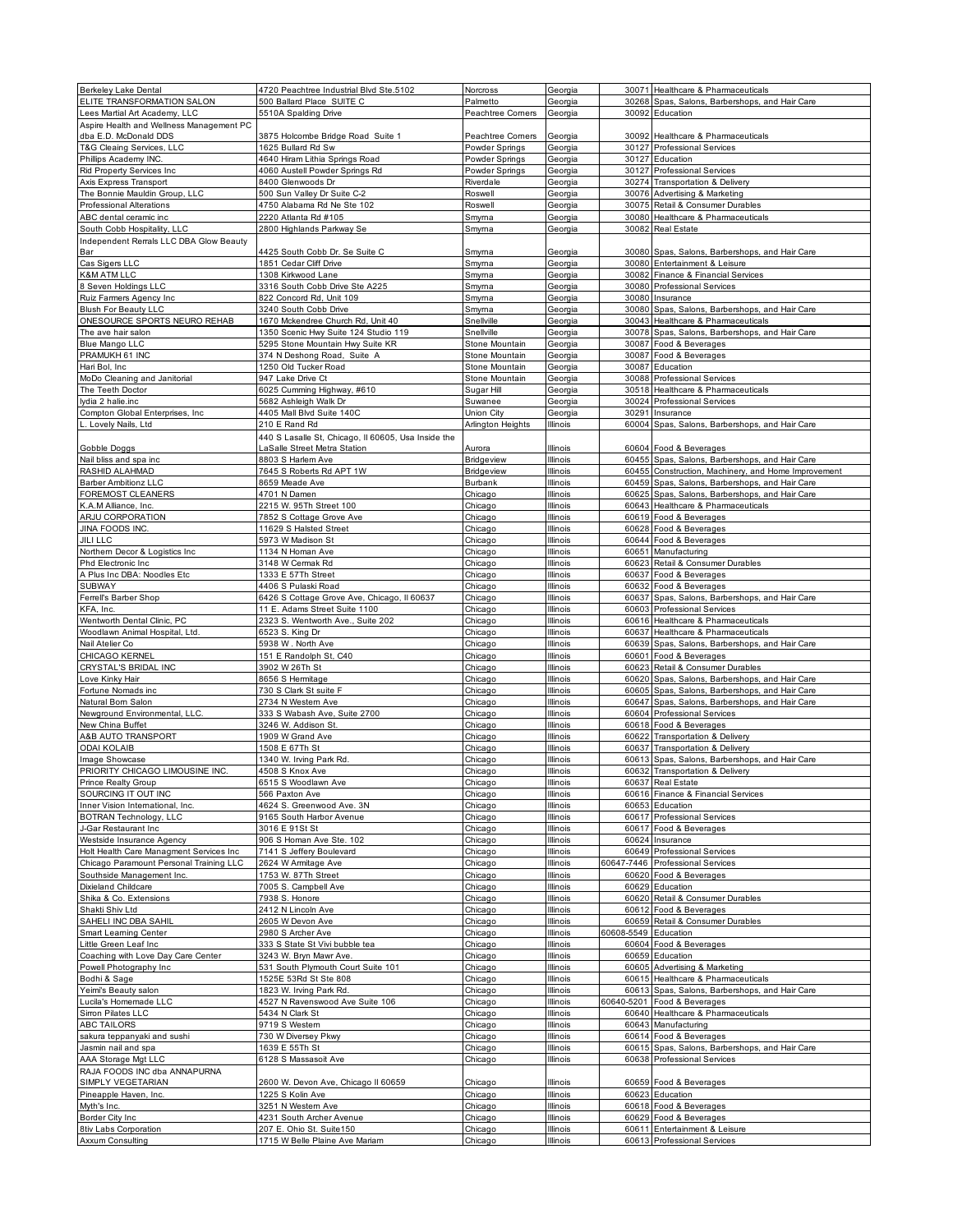| | | | | | |
|---|---|---|---|---|---|
| Berkeley Lake Dental | 4720 Peachtree Industrial Blvd Ste.5102 | Norcross | Georgia | 30071 | Healthcare & Pharmaceuticals |
| ELITE TRANSFORMATION SALON | 500 Ballard Place SUITE C | Palmetto | Georgia | 30268 | Spas, Salons, Barbershops, and Hair Care |
| Lees Martial Art Academy, LLC | 5510A Spalding Drive | Peachtree Corners | Georgia | 30092 | Education |
| Aspire Health and Wellness Management PC dba E.D. McDonald DDS | 3875 Holcombe Bridge Road Suite 1 | Peachtree Corners | Georgia | 30092 | Healthcare & Pharmaceuticals |
| T&G Cleaing Services, LLC | 1625 Bullard Rd Sw | Powder Springs | Georgia | 30127 | Professional Services |
| Phillips Academy INC. | 4640 Hiram Lithia Springs Road | Powder Springs | Georgia | 30127 | Education |
| Rid Property Services Inc | 4060 Austell Powder Springs Rd | Powder Springs | Georgia | 30127 | Professional Services |
| Axis Express Transport | 8400 Glenwoods Dr | Riverdale | Georgia | 30274 | Transportation & Delivery |
| The Bonnie Mauldin Group, LLC | 500 Sun Valley Dr Suite C-2 | Roswell | Georgia | 30076 | Advertising & Marketing |
| Professional Alterations | 4750 Alabama Rd Ne Ste 102 | Roswell | Georgia | 30075 | Retail & Consumer Durables |
| ABC dental ceramic inc | 2220 Atlanta Rd #105 | Smyrna | Georgia | 30080 | Healthcare & Pharmaceuticals |
| South Cobb Hospitality, LLC | 2800 Highlands Parkway Se | Smyrna | Georgia | 30082 | Real Estate |
| Independent Rerrals LLC DBA Glow Beauty Bar | 4425 South Cobb Dr. Se Suite C | Smyrna | Georgia | 30080 | Spas, Salons, Barbershops, and Hair Care |
| Cas Sigers LLC | 1851 Cedar Cliff Drive | Smyrna | Georgia | 30080 | Entertainment & Leisure |
| K&M ATM LLC | 1308 Kirkwood Lane | Smyrna | Georgia | 30082 | Finance & Financial Services |
| 8 Seven Holdings LLC | 3316 South Cobb Drive Ste A225 | Smyrna | Georgia | 30080 | Professional Services |
| Ruiz Farmers Agency Inc | 822 Concord Rd, Unit 109 | Smyrna | Georgia | 30080 | Insurance |
| Blush For Beauty LLC | 3240 South Cobb Drive | Smyrna | Georgia | 30080 | Spas, Salons, Barbershops, and Hair Care |
| ONESOURCE SPORTS NEURO REHAB | 1670 Mckendree Church Rd, Unit 40 | Snellville | Georgia | 30043 | Healthcare & Pharmaceuticals |
| The ave hair salon | 1350 Scenic Hwy Suite 124 Studio 119 | Snellville | Georgia | 30078 | Spas, Salons, Barbershops, and Hair Care |
| Blue Mango LLC | 5295 Stone Mountain Hwy Suite KR | Stone Mountain | Georgia | 30087 | Food & Beverages |
| PRAMUKH 61 INC | 374 N Deshong Road, Suite A | Stone Mountain | Georgia | 30087 | Food & Beverages |
| Hari Bol, Inc | 1250 Old Tucker Road | Stone Mountain | Georgia | 30087 | Education |
| MoDo Cleaning and Janitorial | 947 Lake Drive Ct | Stone Mountain | Georgia | 30088 | Professional Services |
| The Teeth Doctor | 6025 Cumming Highway, #610 | Sugar Hill | Georgia | 30518 | Healthcare & Pharmaceuticals |
| lydia 2 halie.inc | 5682 Ashleigh Walk Dr | Suwanee | Georgia | 30024 | Professional Services |
| Compton Global Enterprises, Inc | 4405 Mall Blvd Suite 140C | Union City | Georgia | 30291 | Insurance |
| L. Lovely Nails, Ltd | 210 E Rand Rd | Arlington Heights | Illinois | 60004 | Spas, Salons, Barbershops, and Hair Care |
| Gobble Doggs | 440 S Lasalle St, Chicago, Il 60605, Usa Inside the LaSalle Street Metra Station | Aurora | Illinois | 60604 | Food & Beverages |
| Nail bliss and spa inc | 8803 S Harlem Ave | Bridgeview | Illinois | 60455 | Spas, Salons, Barbershops, and Hair Care |
| RASHID ALAHMAD | 7645 S Roberts Rd APT 1W | Bridgeview | Illinois | 60455 | Construction, Machinery, and Home Improvement |
| Barber Ambitionz LLC | 8659 Meade Ave | Burbank | Illinois | 60459 | Spas, Salons, Barbershops, and Hair Care |
| FOREMOST CLEANERS | 4701 N Damen | Chicago | Illinois | 60625 | Spas, Salons, Barbershops, and Hair Care |
| K.A.M Alliance, Inc. | 2215 W. 95Th Street 100 | Chicago | Illinois | 60643 | Healthcare & Pharmaceuticals |
| ARJU CORPORATION | 7852 S Cottage Grove Ave | Chicago | Illinois | 60619 | Food & Beverages |
| JINA FOODS INC. | 11629 S Halsted Street | Chicago | Illinois | 60628 | Food & Beverages |
| JILI LLC | 5973 W Madison St | Chicago | Illinois | 60644 | Food & Beverages |
| Northern Decor & Logistics Inc | 1134 N Homan Ave | Chicago | Illinois | 60651 | Manufacturing |
| Phd Electronic Inc | 3148 W Cermak Rd | Chicago | Illinois | 60623 | Retail & Consumer Durables |
| A Plus Inc DBA: Noodles Etc | 1333 E 57Th Street | Chicago | Illinois | 60637 | Food & Beverages |
| SUBWAY | 4406 S Pulaski Road | Chicago | Illinois | 60632 | Food & Beverages |
| Ferrell's Barber Shop | 6426 S Cottage Grove Ave, Chicago, Il 60637 | Chicago | Illinois | 60637 | Spas, Salons, Barbershops, and Hair Care |
| KFA, Inc. | 11 E. Adams Street Suite 1100 | Chicago | Illinois | 60603 | Professional Services |
| Wentworth Dental Clinic, PC | 2323 S. Wentworth Ave., Suite 202 | Chicago | Illinois | 60616 | Healthcare & Pharmaceuticals |
| Woodlawn Animal Hospital, Ltd. | 6523 S. King Dr | Chicago | Illinois | 60637 | Healthcare & Pharmaceuticals |
| Nail Atelier Co | 5938 W . North Ave | Chicago | Illinois | 60639 | Spas, Salons, Barbershops, and Hair Care |
| CHICAGO KERNEL | 151 E Randolph St, C40 | Chicago | Illinois | 60601 | Food & Beverages |
| CRYSTAL'S BRIDAL INC | 3902 W 26Th St | Chicago | Illinois | 60623 | Retail & Consumer Durables |
| Love Kinky Hair | 8656 S Hermitage | Chicago | Illinois | 60620 | Spas, Salons, Barbershops, and Hair Care |
| Fortune Nomads inc | 730 S Clark St suite F | Chicago | Illinois | 60605 | Spas, Salons, Barbershops, and Hair Care |
| Natural Born Salon | 2734 N Western Ave | Chicago | Illinois | 60647 | Spas, Salons, Barbershops, and Hair Care |
| Newground Environmental, LLC. | 333 S Wabash Ave, Suite 2700 | Chicago | Illinois | 60604 | Professional Services |
| New China Buffet | 3246 W. Addison St. | Chicago | Illinois | 60618 | Food & Beverages |
| A&B AUTO TRANSPORT | 1909 W Grand Ave | Chicago | Illinois | 60622 | Transportation & Delivery |
| ODAI KOLAIB | 1508 E 67Th St | Chicago | Illinois | 60637 | Transportation & Delivery |
| Image Showcase | 1340 W. Irving Park Rd. | Chicago | Illinois | 60613 | Spas, Salons, Barbershops, and Hair Care |
| PRIORITY CHICAGO LIMOUSINE INC. | 4508 S Knox Ave | Chicago | Illinois | 60632 | Transportation & Delivery |
| Prince Realty Group | 6515 S Woodlawn Ave | Chicago | Illinois | 60637 | Real Estate |
| SOURCING IT OUT INC | 566 Paxton Ave | Chicago | Illinois | 60616 | Finance & Financial Services |
| Inner Vision International, Inc. | 4624 S. Greenwood Ave. 3N | Chicago | Illinois | 60653 | Education |
| BOTRAN Technology, LLC | 9165 South Harbor Avenue | Chicago | Illinois | 60617 | Professional Services |
| J-Gar Restaurant Inc | 3016 E 91St St | Chicago | Illinois | 60617 | Food & Beverages |
| Westside Insurance Agency | 906 S Homan Ave Ste. 102 | Chicago | Illinois | 60624 | Insurance |
| Holt Health Care Managment Services Inc | 7141 S Jeffery Boulevard | Chicago | Illinois | 60649 | Professional Services |
| Chicago Paramount Personal Training LLC | 2624 W Armitage Ave | Chicago | Illinois | 60647-7446 | Professional Services |
| Southside Management Inc. | 1753 W. 87Th Street | Chicago | Illinois | 60620 | Food & Beverages |
| Dixieland Childcare | 7005 S. Campbell Ave | Chicago | Illinois | 60629 | Education |
| Shika & Co. Extensions | 7938 S. Honore | Chicago | Illinois | 60620 | Retail & Consumer Durables |
| Shakti Shiv Ltd | 2412 N Lincoln Ave | Chicago | Illinois | 60612 | Food & Beverages |
| SAHELI INC DBA SAHIL | 2605 W Devon Ave | Chicago | Illinois | 60659 | Retail & Consumer Durables |
| Smart Learning Center | 2980 S Archer Ave | Chicago | Illinois | 60608-5549 | Education |
| Little Green Leaf Inc | 333 S State St Vivi bubble tea | Chicago | Illinois | 60604 | Food & Beverages |
| Coaching with Love Day Care Center | 3243 W. Bryn Mawr Ave. | Chicago | Illinois | 60659 | Education |
| Powell Photography Inc | 531 South Plymouth Court Suite 101 | Chicago | Illinois | 60605 | Advertising & Marketing |
| Bodhi & Sage | 1525E 53Rd St Ste 808 | Chicago | Illinois | 60615 | Healthcare & Pharmaceuticals |
| Yeimi's Beauty salon | 1823 W. Irving Park Rd. | Chicago | Illinois | 60613 | Spas, Salons, Barbershops, and Hair Care |
| Lucila's Homemade LLC | 4527 N Ravenswood Ave Suite 106 | Chicago | Illinois | 60640-5201 | Food & Beverages |
| Sirron Pilates LLC | 5434 N Clark St | Chicago | Illinois | 60640 | Healthcare & Pharmaceuticals |
| ABC TAILORS | 9719 S Western | Chicago | Illinois | 60643 | Manufacturing |
| sakura teppanyaki and sushi | 730 W Diversey Pkwy | Chicago | Illinois | 60614 | Food & Beverages |
| Jasmin nail and spa | 1639 E 55th St | Chicago | Illinois | 60615 | Spas, Salons, Barbershops, and Hair Care |
| AAA Storage Mgt LLC | 6128 S Massasoit Ave | Chicago | Illinois | 60638 | Professional Services |
| RAJA FOODS INC dba ANNAPURNA SIMPLY VEGETARIAN | 2600 W. Devon Ave, Chicago Il 60659 | Chicago | Illinois | 60659 | Food & Beverages |
| Pineapple Haven, Inc. | 1225 S Kolin Ave | Chicago | Illinois | 60623 | Education |
| Myth's Inc. | 3251 N Western Ave | Chicago | Illinois | 60618 | Food & Beverages |
| Border City Inc | 4231 South Archer Avenue | Chicago | Illinois | 60629 | Food & Beverages |
| 8tiv Labs Corporation | 207 E. Ohio St. Suite150 | Chicago | Illinois | 60611 | Entertainment & Leisure |
| Axxum Consulting | 1715 W Belle Plaine Ave Mariam | Chicago | Illinois | 60613 | Professional Services |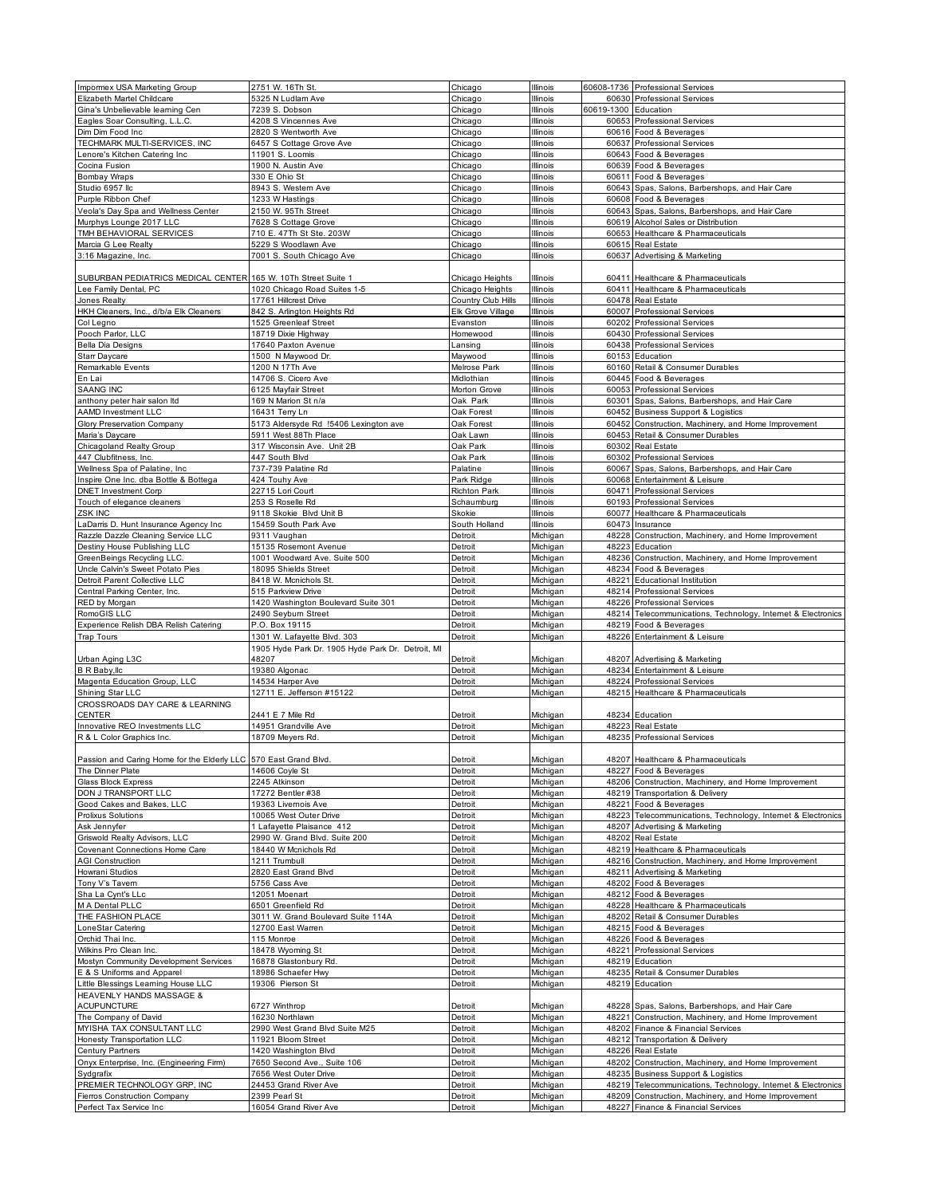| Impormex USA Marketing Group | 2751 W. 16Th St. | Chicago | Illinois | 60608-1736 | Professional Services |
|---|---|---|---|---|---|
| Elizabeth Martel Childcare | 5325 N Ludlam Ave | Chicago | Illinois | 60630 | Professional Services |
| Gina's Unbelievable learning Cen | 7239 S. Dobson | Chicago | Illinois | 60619-1300 | Education |
| Eagles Soar Consulting, L.L.C. | 4208 S Vincennes Ave | Chicago | Illinois | 60653 | Professional Services |
| Dim Dim Food Inc | 2820 S Wentworth Ave | Chicago | Illinois | 60616 | Food & Beverages |
| TECHMARK MULTI-SERVICES, INC | 6457 S Cottage Grove Ave | Chicago | Illinois | 60637 | Professional Services |
| Lenore's Kitchen Catering Inc | 11901 S. Loomis | Chicago | Illinois | 60643 | Food & Beverages |
| Cocina Fusion | 1900 N. Austin Ave | Chicago | Illinois | 60639 | Food & Beverages |
| Bombay Wraps | 330 E Ohio St | Chicago | Illinois | 60611 | Food & Beverages |
| Studio 6957 llc | 8943 S. Western Ave | Chicago | Illinois | 60643 | Spas, Salons, Barbershops, and Hair Care |
| Purple Ribbon Chef | 1233 W Hastings | Chicago | Illinois | 60608 | Food & Beverages |
| Veola's Day Spa and Wellness Center | 2150 W. 95Th Street | Chicago | Illinois | 60643 | Spas, Salons, Barbershops, and Hair Care |
| Murphys Lounge 2017 LLC | 7628 S Cottage Grove | Chicago | Illinois | 60619 | Alcohol Sales or Distribution |
| TMH BEHAVIORAL SERVICES | 710 E. 47Th St Ste. 203W | Chicago | Illinois | 60653 | Healthcare & Pharmaceuticals |
| Marcia G Lee Realty | 5229 S Woodlawn Ave | Chicago | Illinois | 60615 | Real Estate |
| 3:16 Magazine, Inc. | 7001 S. South Chicago Ave | Chicago | Illinois | 60637 | Advertising & Marketing |
| SUBURBAN PEDIATRICS MEDICAL CENTER | 165 W. 10Th Street Suite 1 | Chicago Heights | Illinois | 60411 | Healthcare & Pharmaceuticals |
| Lee Family Dental, PC | 1020 Chicago Road Suites 1-5 | Chicago Heights | Illinois | 60411 | Healthcare & Pharmaceuticals |
| Jones Realty | 17761 Hillcrest Drive | Country Club Hills | Illinois | 60478 | Real Estate |
| HKH Cleaners, Inc., d/b/a Elk Cleaners | 842 S. Arlington Heights Rd | Elk Grove Village | Illinois | 60007 | Professional Services |
| Col Legno | 1525 Greenleaf Street | Evanston | Illinois | 60202 | Professional Services |
| Pooch Parlor, LLC | 18719 Dixie Highway | Homewood | Illinois | 60430 | Professional Services |
| Bella Dia Designs | 17640 Paxton Avenue | Lansing | Illinois | 60438 | Professional Services |
| Starr Daycare | 1500 N Maywood Dr. | Maywood | Illinois | 60153 | Education |
| Remarkable Events | 1200 N 17Th Ave | Melrose Park | Illinois | 60160 | Retail & Consumer Durables |
| En Lai | 14706 S. Cicero Ave | Midlothian | Illinois | 60445 | Food & Beverages |
| SAANG INC | 6125 Mayfair Street | Morton Grove | Illinois | 60053 | Professional Services |
| anthony peter hair salon ltd | 169 N Marion St n/a | Oak Park | Illinois | 60301 | Spas, Salons, Barbershops, and Hair Care |
| AAMD Investment LLC | 16431 Terry Ln | Oak Forest | Illinois | 60452 | Business Support & Logistics |
| Glory Preservation Company | 5173 Aldersyde Rd !5406 Lexington ave | Oak Forest | Illinois | 60452 | Construction, Machinery, and Home Improvement |
| Maria's Daycare | 5911 West 88Th Place | Oak Lawn | Illinois | 60453 | Retail & Consumer Durables |
| Chicagoland Realty Group | 317 Wisconsin Ave. Unit 2B | Oak Park | Illinois | 60302 | Real Estate |
| 447 Clubfitness, Inc. | 447 South Blvd | Oak Park | Illinois | 60302 | Professional Services |
| Wellness Spa of Palatine, Inc | 737-739 Palatine Rd | Palatine | Illinois | 60067 | Spas, Salons, Barbershops, and Hair Care |
| Inspire One Inc. dba Bottle & Bottega | 424 Touhy Ave | Park Ridge | Illinois | 60068 | Entertainment & Leisure |
| DNET Investment Corp | 22715 Lori Court | Richton Park | Illinois | 60471 | Professional Services |
| Touch of elegance cleaners | 253 S Roselle Rd | Schaumburg | Illinois | 60193 | Professional Services |
| ZSK INC | 9118 Skokie Blvd Unit B | Skokie | Illinois | 60077 | Healthcare & Pharmaceuticals |
| LaDarris D. Hunt Insurance Agency Inc | 15459 South Park Ave | South Holland | Illinois | 60473 | Insurance |
| Razzle Dazzle Cleaning Service LLC | 9311 Vaughan | Detroit | Michigan | 48228 | Construction, Machinery, and Home Improvement |
| Destiny House Publishing LLC | 15135 Rosemont Avenue | Detroit | Michigan | 48223 | Education |
| GreenBeings Recycling LLC. | 1001 Woodward Ave. Suite 500 | Detroit | Michigan | 48236 | Construction, Machinery, and Home Improvement |
| Uncle Calvin's Sweet Potato Pies | 18095 Shields Street | Detroit | Michigan | 48234 | Food & Beverages |
| Detroit Parent Collective LLC | 8418 W. Mcnichols St. | Detroit | Michigan | 48221 | Educational Institution |
| Central Parking Center, Inc. | 515 Parkview Drive | Detroit | Michigan | 48214 | Professional Services |
| RED by Morgan | 1420 Washington Boulevard Suite 301 | Detroit | Michigan | 48226 | Professional Services |
| RomoGIS LLC | 2490 Seyburn Street | Detroit | Michigan | 48214 | Telecommunications, Technology, Internet & Electronics |
| Experience Relish DBA Relish Catering | P.O. Box 19115 | Detroit | Michigan | 48219 | Food & Beverages |
| Trap Tours | 1301 W. Lafayette Blvd. 303 | Detroit | Michigan | 48226 | Entertainment & Leisure |
| Urban Aging L3C | 1905 Hyde Park Dr. 1905 Hyde Park Dr. Detroit, MI 48207 | Detroit | Michigan | 48207 | Advertising & Marketing |
| B R Baby,llc | 19380 Algonac | Detroit | Michigan | 48234 | Entertainment & Leisure |
| Magenta Education Group, LLC | 14534 Harper Ave | Detroit | Michigan | 48224 | Professional Services |
| Shining Star LLC | 12711 E. Jefferson #15122 | Detroit | Michigan | 48215 | Healthcare & Pharmaceuticals |
| CROSSROADS DAY CARE & LEARNING CENTER | 2441 E 7 Mile Rd | Detroit | Michigan | 48234 | Education |
| Innovative REO Investments LLC | 14951 Grandville Ave | Detroit | Michigan | 48223 | Real Estate |
| R & L Color Graphics Inc. | 18709 Meyers Rd. | Detroit | Michigan | 48235 | Professional Services |
| Passion and Caring Home for the Elderly LLC | 570 East Grand Blvd. | Detroit | Michigan | 48207 | Healthcare & Pharmaceuticals |
| The Dinner Plate | 14606 Coyle St | Detroit | Michigan | 48227 | Food & Beverages |
| Glass Block Express | 2245 Atkinson | Detroit | Michigan | 48206 | Construction, Machinery, and Home Improvement |
| DON J TRANSPORT LLC | 17272 Bentler #38 | Detroit | Michigan | 48219 | Transportation & Delivery |
| Good Cakes and Bakes, LLC | 19363 Livernois Ave | Detroit | Michigan | 48221 | Food & Beverages |
| Prolixus Solutions | 10065 West Outer Drive | Detroit | Michigan | 48223 | Telecommunications, Technology, Internet & Electronics |
| Ask Jennyfer | 1 Lafayette Plaisance 412 | Detroit | Michigan | 48207 | Advertising & Marketing |
| Griswold Realty Advisors, LLC | 2990 W. Grand Blvd. Suite 200 | Detroit | Michigan | 48202 | Real Estate |
| Covenant Connections Home Care | 18440 W Mcnichols Rd | Detroit | Michigan | 48219 | Healthcare & Pharmaceuticals |
| AGI Construction | 1211 Trumbull | Detroit | Michigan | 48216 | Construction, Machinery, and Home Improvement |
| Howrani Studios | 2820 East Grand Blvd | Detroit | Michigan | 48211 | Advertising & Marketing |
| Tony V's Tavern | 5756 Cass Ave | Detroit | Michigan | 48202 | Food & Beverages |
| Sha La Cynt's LLc | 12051 Moenart | Detroit | Michigan | 48212 | Food & Beverages |
| M A Dental PLLC | 6501 Greenfield Rd | Detroit | Michigan | 48228 | Healthcare & Pharmaceuticals |
| THE FASHION PLACE | 3011 W. Grand Boulevard Suite 114A | Detroit | Michigan | 48202 | Retail & Consumer Durables |
| LoneStar Catering | 12700 East Warren | Detroit | Michigan | 48215 | Food & Beverages |
| Orchid Thai Inc. | 115 Monroe | Detroit | Michigan | 48226 | Food & Beverages |
| Wilkins Pro Clean Inc. | 18478 Wyoming St | Detroit | Michigan | 48221 | Professional Services |
| Mostyn Community Development Services | 16878 Glastonbury Rd. | Detroit | Michigan | 48219 | Education |
| E & S Uniforms and Apparel | 18986 Schaefer Hwy | Detroit | Michigan | 48235 | Retail & Consumer Durables |
| Little Blessings Learning House LLC | 19306 Pierson St | Detroit | Michigan | 48219 | Education |
| HEAVENLY HANDS MASSAGE & ACUPUNCTURE | 6727 Winthrop | Detroit | Michigan | 48228 | Spas, Salons, Barbershops, and Hair Care |
| The Company of David | 16230 Northlawn | Detroit | Michigan | 48221 | Construction, Machinery, and Home Improvement |
| MYISHA TAX CONSULTANT LLC | 2990 West Grand Blvd Suite M25 | Detroit | Michigan | 48202 | Finance & Financial Services |
| Honesty Transportation LLC | 11921 Bloom Street | Detroit | Michigan | 48212 | Transportation & Delivery |
| Century Partners | 1420 Washington Blvd | Detroit | Michigan | 48226 | Real Estate |
| Onyx Enterprise, Inc. (Engineering Firm) | 7650 Second Ave., Suite 106 | Detroit | Michigan | 48202 | Construction, Machinery, and Home Improvement |
| Sydgrafix | 7656 West Outer Drive | Detroit | Michigan | 48235 | Business Support & Logistics |
| PREMIER TECHNOLOGY GRP, INC | 24453 Grand River Ave | Detroit | Michigan | 48219 | Telecommunications, Technology, Internet & Electronics |
| Fierros Construction Company | 2399 Pearl St | Detroit | Michigan | 48209 | Construction, Machinery, and Home Improvement |
| Perfect Tax Service Inc | 16054 Grand River Ave | Detroit | Michigan | 48227 | Finance & Financial Services |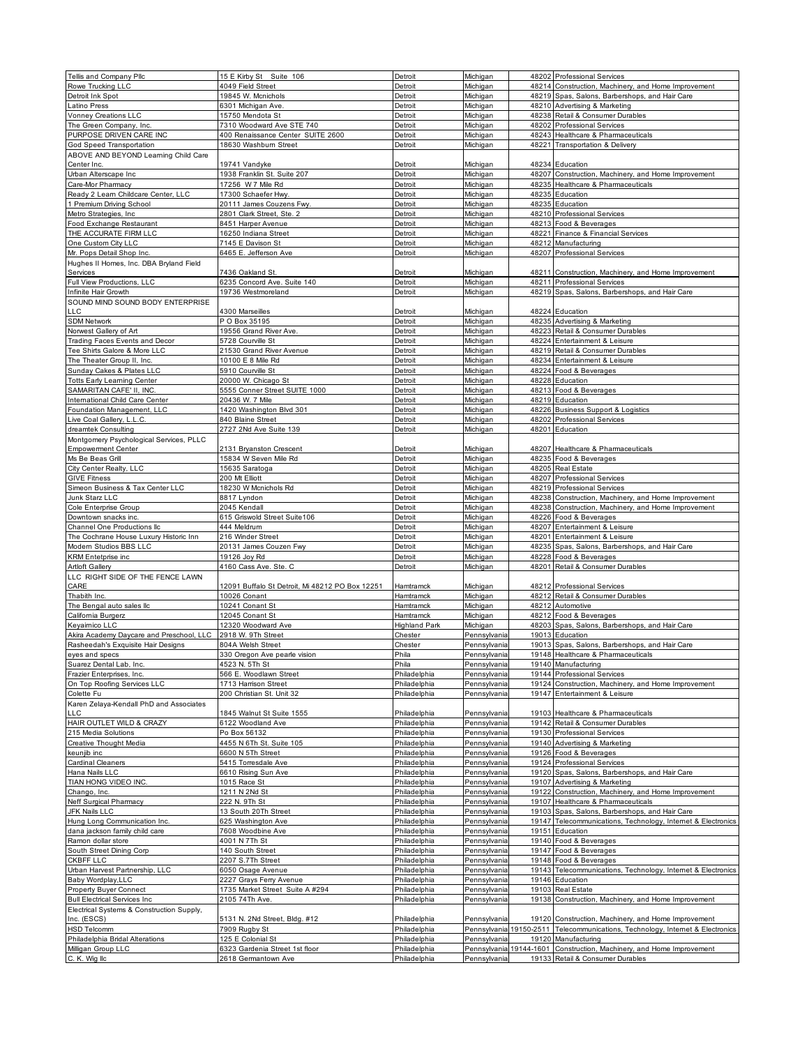| | | | | | |
|---|---|---|---|---|---|
| Tellis and Company Pllc | 15 E Kirby St Suite 106 | Detroit | Michigan | 48202 | Professional Services |
| Rowe Trucking LLC | 4049 Field Street | Detroit | Michigan | 48214 | Construction, Machinery, and Home Improvement |
| Detroit Ink Spot | 19845 W. Mcnichols | Detroit | Michigan | 48219 | Spas, Salons, Barbershops, and Hair Care |
| Latino Press | 6301 Michigan Ave. | Detroit | Michigan | 48210 | Advertising & Marketing |
| Vonney Creations LLC | 15750 Mendota St | Detroit | Michigan | 48238 | Retail & Consumer Durables |
| The Green Company, Inc. | 7310 Woodward Ave STE 740 | Detroit | Michigan | 48202 | Professional Services |
| PURPOSE DRIVEN CARE INC | 400 Renaissance Center SUITE 2600 | Detroit | Michigan | 48243 | Healthcare & Pharmaceuticals |
| God Speed Transportation | 18630 Washburn Street | Detroit | Michigan | 48221 | Transportation & Delivery |
| ABOVE AND BEYOND Learning Child Care Center Inc. | 19741 Vandyke | Detroit | Michigan | 48234 | Education |
| Urban Alterscape Inc | 1938 Franklin St. Suite 207 | Detroit | Michigan | 48207 | Construction, Machinery, and Home Improvement |
| Care-Mor Pharmacy | 17256 W 7 Mile Rd | Detroit | Michigan | 48235 | Healthcare & Pharmaceuticals |
| Ready 2 Learn Childcare Center, LLC | 17300 Schaefer Hwy. | Detroit | Michigan | 48235 | Education |
| 1 Premium Driving School | 20111 James Couzens Fwy. | Detroit | Michigan | 48235 | Education |
| Metro Strategies, Inc | 2801 Clark Street, Ste. 2 | Detroit | Michigan | 48210 | Professional Services |
| Food Exchange Restaurant | 8451 Harper Avenue | Detroit | Michigan | 48213 | Food & Beverages |
| THE ACCURATE FIRM LLC | 16250 Indiana Street | Detroit | Michigan | 48221 | Finance & Financial Services |
| One Custom City LLC | 7145 E Davison St | Detroit | Michigan | 48212 | Manufacturing |
| Mr. Pops Detail Shop Inc. | 6465 E. Jefferson Ave | Detroit | Michigan | 48207 | Professional Services |
| Hughes II Homes, Inc. DBA Bryland Field Services | 7436 Oakland St. | Detroit | Michigan | 48211 | Construction, Machinery, and Home Improvement |
| Full View Productions, LLC | 6235 Concord Ave. Suite 140 | Detroit | Michigan | 48211 | Professional Services |
| Infinite Hair Growth | 19736 Westmoreland | Detroit | Michigan | 48219 | Spas, Salons, Barbershops, and Hair Care |
| SOUND MIND SOUND BODY ENTERPRISE LLC | 4300 Marseilles | Detroit | Michigan | 48224 | Education |
| SDM Network | P O Box 35195 | Detroit | Michigan | 48235 | Advertising & Marketing |
| Norwest Gallery of Art | 19556 Grand River Ave. | Detroit | Michigan | 48223 | Retail & Consumer Durables |
| Trading Faces Events and Decor | 5728 Courville St | Detroit | Michigan | 48224 | Entertainment & Leisure |
| Tee Shirts Galore & More LLC | 21530 Grand River Avenue | Detroit | Michigan | 48219 | Retail & Consumer Durables |
| The Theater Group II, Inc. | 10100 E 8 Mile Rd | Detroit | Michigan | 48234 | Entertainment & Leisure |
| Sunday Cakes & Plates LLC | 5910 Courville St | Detroit | Michigan | 48224 | Food & Beverages |
| Totts Early Learning Center | 20000 W. Chicago St | Detroit | Michigan | 48228 | Education |
| SAMARITAN CAFE' II, INC. | 5555 Conner Street SUITE 1000 | Detroit | Michigan | 48213 | Food & Beverages |
| International Child Care Center | 20436 W. 7 Mile | Detroit | Michigan | 48219 | Education |
| Foundation Management, LLC | 1420 Washington Blvd 301 | Detroit | Michigan | 48226 | Business Support & Logistics |
| Live Coal Gallery, L.L.C. | 840 Blaine Street | Detroit | Michigan | 48202 | Professional Services |
| dreamtek Consulting | 2727 2Nd Ave Suite 139 | Detroit | Michigan | 48201 | Education |
| Montgomery Psychological Services, PLLC Empowerment Center | 2131 Bryanston Crescent | Detroit | Michigan | 48207 | Healthcare & Pharmaceuticals |
| Ms Be Beas Grill | 15834 W Seven Mile Rd | Detroit | Michigan | 48235 | Food & Beverages |
| City Center Realty, LLC | 15635 Saratoga | Detroit | Michigan | 48205 | Real Estate |
| GIVE Fitness | 200 Mt Elliott | Detroit | Michigan | 48207 | Professional Services |
| Simeon Business & Tax Center LLC | 18230 W Mcnichols Rd | Detroit | Michigan | 48219 | Professional Services |
| Junk Starz LLC | 8817 Lyndon | Detroit | Michigan | 48238 | Construction, Machinery, and Home Improvement |
| Cole Enterprise Group | 2045 Kendall | Detroit | Michigan | 48238 | Construction, Machinery, and Home Improvement |
| Downtown snacks inc. | 615 Griswold Street Suite106 | Detroit | Michigan | 48226 | Food & Beverages |
| Channel One Productions llc | 444 Meldrum | Detroit | Michigan | 48207 | Entertainment & Leisure |
| The Cochrane House Luxury Historic Inn | 216 Winder Street | Detroit | Michigan | 48201 | Entertainment & Leisure |
| Modern Studios BBS LLC | 20131 James Couzen Fwy | Detroit | Michigan | 48235 | Spas, Salons, Barbershops, and Hair Care |
| KRM Entetprise inc | 19126 Joy Rd | Detroit | Michigan | 48228 | Food & Beverages |
| Artloft Gallery | 4160 Cass Ave. Ste. C | Detroit | Michigan | 48201 | Retail & Consumer Durables |
| LLC RIGHT SIDE OF THE FENCE LAWN CARE | 12091 Buffalo St Detroit, Mi 48212 PO Box 12251 | Hamtramck | Michigan | 48212 | Professional Services |
| Thabith Inc. | 10026 Conant | Hamtramck | Michigan | 48212 | Retail & Consumer Durables |
| The Bengal auto sales llc | 10241 Conant St | Hamtramck | Michigan | 48212 | Automotive |
| California Burgerz | 12045 Conant St | Hamtramck | Michigan | 48212 | Food & Beverages |
| Keyaimico LLC | 12320 Woodward Ave | Highland Park | Michigan | 48203 | Spas, Salons, Barbershops, and Hair Care |
| Akira Academy Daycare and Preschool, LLC | 2918 W. 9Th Street | Chester | Pennsylvania | 19013 | Education |
| Rasheedah's Exquisite Hair Designs | 804A Welsh Street | Chester | Pennsylvania | 19013 | Spas, Salons, Barbershops, and Hair Care |
| eyes and specs | 330 Oregon Ave pearle vision | Phila | Pennsylvania | 19148 | Healthcare & Pharmaceuticals |
| Suarez Dental Lab, Inc. | 4523 N. 5Th St | Phila | Pennsylvania | 19140 | Manufacturing |
| Frazier Enterprises, Inc. | 566 E. Woodlawn Street | Philadelphia | Pennsylvania | 19144 | Professional Services |
| On Top Roofing Services LLC | 1713 Harrison Street | Philadelphia | Pennsylvania | 19124 | Construction, Machinery, and Home Improvement |
| Colette Fu | 200 Christian St. Unit 32 | Philadelphia | Pennsylvania | 19147 | Entertainment & Leisure |
| Karen Zelaya-Kendall PhD and Associates LLC | 1845 Walnut St Suite 1555 | Philadelphia | Pennsylvania | 19103 | Healthcare & Pharmaceuticals |
| HAIR OUTLET WILD & CRAZY | 6122 Woodland Ave | Philadelphia | Pennsylvania | 19142 | Retail & Consumer Durables |
| 215 Media Solutions | Po Box 56132 | Philadelphia | Pennsylvania | 19130 | Professional Services |
| Creative Thought Media | 4455 N 6Th St. Suite 105 | Philadelphia | Pennsylvania | 19140 | Advertising & Marketing |
| keunjib inc | 6600 N 5Th Street | Philadelphia | Pennsylvania | 19126 | Food & Beverages |
| Cardinal Cleaners | 5415 Torresdale Ave | Philadelphia | Pennsylvania | 19124 | Professional Services |
| Hana Nails LLC | 6610 Rising Sun Ave | Philadelphia | Pennsylvania | 19120 | Spas, Salons, Barbershops, and Hair Care |
| TIAN HONG VIDEO INC. | 1015 Race St | Philadelphia | Pennsylvania | 19107 | Advertising & Marketing |
| Chango, Inc. | 1211 N 2Nd St | Philadelphia | Pennsylvania | 19122 | Construction, Machinery, and Home Improvement |
| Neff Surgical Pharmacy | 222 N. 9Th St | Philadelphia | Pennsylvania | 19107 | Healthcare & Pharmaceuticals |
| JFK Nails LLC | 13 South 20Th Street | Philadelphia | Pennsylvania | 19103 | Spas, Salons, Barbershops, and Hair Care |
| Hung Long Communication Inc. | 625 Washington Ave | Philadelphia | Pennsylvania | 19147 | Telecommunications, Technology, Internet & Electronics |
| dana jackson family child care | 7608 Woodbine Ave | Philadelphia | Pennsylvania | 19151 | Education |
| Ramon dollar store | 4001 N 7Th St | Philadelphia | Pennsylvania | 19140 | Food & Beverages |
| South Street Dining Corp | 140 South Street | Philadelphia | Pennsylvania | 19147 | Food & Beverages |
| CKBFF LLC | 2207 S.7Th Street | Philadelphia | Pennsylvania | 19148 | Food & Beverages |
| Urban Harvest Partnership, LLC | 6050 Osage Avenue | Philadelphia | Pennsylvania | 19143 | Telecommunications, Technology, Internet & Electronics |
| Baby Wordplay,LLC | 2227 Grays Ferry Avenue | Philadelphia | Pennsylvania | 19146 | Education |
| Property Buyer Connect | 1735 Market Street Suite A #294 | Philadelphia | Pennsylvania | 19103 | Real Estate |
| Bull Electrical Services Inc | 2105 74Th Ave. | Philadelphia | Pennsylvania | 19138 | Construction, Machinery, and Home Improvement |
| Electrical Systems & Construction Supply, Inc. (ESCS) | 5131 N. 2Nd Street, Bldg. #12 | Philadelphia | Pennsylvania | 19120 | Construction, Machinery, and Home Improvement |
| HSD Telcomm | 7909 Rugby St | Philadelphia | Pennsylvania | 19150-2511 | Telecommunications, Technology, Internet & Electronics |
| Philadelphia Bridal Alterations | 125 E Colonial St | Philadelphia | Pennsylvania | 19120 | Manufacturing |
| Milligan Group LLC | 6323 Gardenia Street 1st floor | Philadelphia | Pennsylvania | 19144-1601 | Construction, Machinery, and Home Improvement |
| C. K. Wig llc | 2618 Germantown Ave | Philadelphia | Pennsylvania | 19133 | Retail & Consumer Durables |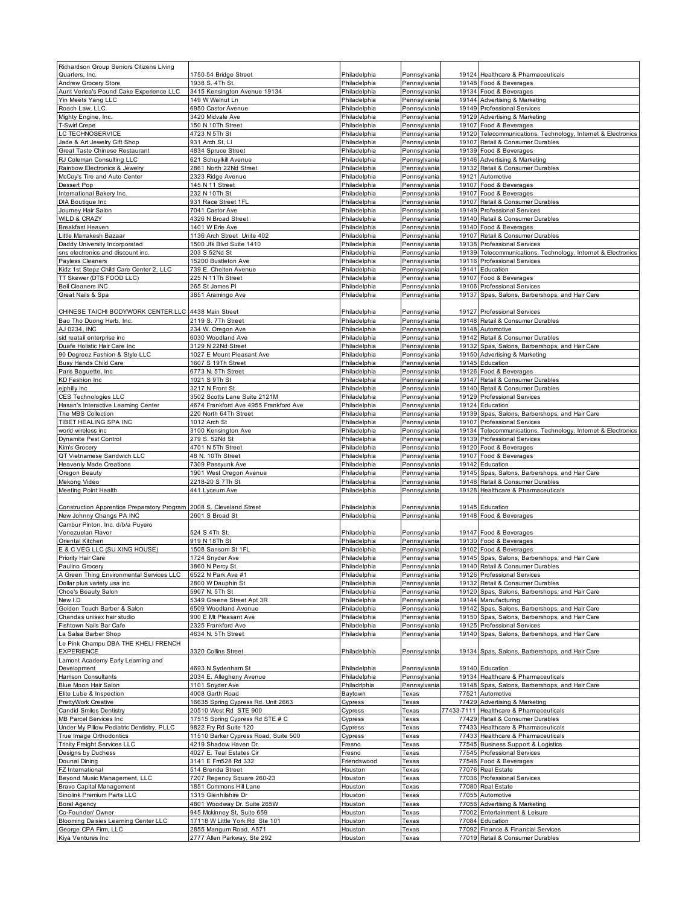| Richardson Group Seniors Citizens Living Quarters, Inc. | 1750-54 Bridge Street | Philadelphia | Pennsylvania | 19124 | Healthcare & Pharmaceuticals |
|---|---|---|---|---|---|
| Andrew Grocery Store | 1938 S. 4Th St. | Philadelphia | Pennsylvania | 19148 | Food & Beverages |
| Aunt Verlea's Pound Cake Experience LLC | 3415 Kensington Avenue 19134 | Philadelphia | Pennsylvania | 19134 | Food & Beverages |
| Yin Meets Yang LLC | 149 W Walnut Ln | Philadelphia | Pennsylvania | 19144 | Advertising & Marketing |
| Roach Law, LLC. | 6950 Castor Avenue | Philadelphia | Pennsylvania | 19149 | Professional Services |
| Mighty Engine, Inc. | 3420 Midvale Ave | Philadelphia | Pennsylvania | 19129 | Advertising & Marketing |
| T-Swirl Crepe | 150 N 10Th Street | Philadelphia | Pennsylvania | 19107 | Food & Beverages |
| LC TECHNOSERVICE | 4723 N 5Th St | Philadelphia | Pennsylvania | 19120 | Telecommunications, Technology, Internet & Electronics |
| Jade & Art Jewelry Gift Shop | 931 Arch St, Ll | Philadelphia | Pennsylvania | 19107 | Retail & Consumer Durables |
| Great Taste Chinese Restaurant | 4834 Spruce Street | Philadelphia | Pennsylvania | 19139 | Food & Beverages |
| RJ Coleman Consulting LLC | 621 Schuylkill Avenue | Philadelphia | Pennsylvania | 19146 | Advertising & Marketing |
| Rainbow Electronics & Jewelry | 2861 North 22Nd Street | Philadelphia | Pennsylvania | 19132 | Retail & Consumer Durables |
| McCoy's Tire and Auto Center | 2323 Ridge Avenue | Philadelphia | Pennsylvania | 19121 | Automotive |
| Dessert Pop | 145 N 11 Street | Philadelphia | Pennsylvania | 19107 | Food & Beverages |
| International Bakery Inc. | 232 N 10Th St | Philadelphia | Pennsylvania | 19107 | Food & Beverages |
| DIA Boutique Inc | 931 Race Street 1FL | Philadelphia | Pennsylvania | 19107 | Retail & Consumer Durables |
| Journey Hair Salon | 7041 Castor Ave | Philadelphia | Pennsylvania | 19149 | Professional Services |
| WILD & CRAZY | 4326 N Broad Street | Philadelphia | Pennsylvania | 19140 | Retail & Consumer Durables |
| Breakfast Heaven | 1401 W Erie Ave | Philadelphia | Pennsylvania | 19140 | Food & Beverages |
| Little Marrakesh Bazaar | 1136 Arch Street Unite 402 | Philadelphia | Pennsylvania | 19107 | Retail & Consumer Durables |
| Daddy University Incorporated | 1500 Jfk Blvd Suite 1410 | Philadelphia | Pennsylvania | 19138 | Professional Services |
| sns electronics and discount inc. | 203 S 52Nd St | Philadelphia | Pennsylvania | 19139 | Telecommunications, Technology, Internet & Electronics |
| Payless Cleaners | 15200 Bustleton Ave | Philadelphia | Pennsylvania | 19116 | Professional Services |
| Kidz 1st Stepz Child Care Center 2, LLC | 739 E. Chelten Avenue | Philadelphia | Pennsylvania | 19141 | Education |
| TT Skewer (DTS FOOD LLC) | 225 N 11Th Street | Philadelphia | Pennsylvania | 19107 | Food & Beverages |
| Bell Cleaners INC | 265 St James Pl | Philadelphia | Pennsylvania | 19106 | Professional Services |
| Great Nails & Spa | 3851 Aramingo Ave | Philadelphia | Pennsylvania | 19137 | Spas, Salons, Barbershops, and Hair Care |
| CHINESE TAICHI BODYWORK CENTER LLC | 4438 Main Street | Philadelphia | Pennsylvania | 19127 | Professional Services |
| Bao Tho Duong Herb, Inc. | 2119 S. 7Th Street | Philadelphia | Pennsylvania | 19148 | Retail & Consumer Durables |
| AJ 0234, INC | 234 W. Oregon Ave | Philadelphia | Pennsylvania | 19148 | Automotive |
| sid reatail enterprise inc | 6030 Woodland Ave | Philadelphia | Pennsylvania | 19142 | Retail & Consumer Durables |
| Duafe Holistic Hair Care Inc | 3129 N 22Nd Street | Philadelphia | Pennsylvania | 19132 | Spas, Salons, Barbershops, and Hair Care |
| 90 Degreez Fashion & Style LLC | 1027 E Mount Pleasant Ave | Philadelphia | Pennsylvania | 19150 | Advertising & Marketing |
| Busy Hands Child Care | 1607 S 19Th Street | Philadelphia | Pennsylvania | 19145 | Education |
| Paris Baguette, Inc | 6773 N. 5Th Street | Philadelphia | Pennsylvania | 19126 | Food & Beverages |
| KD Fashion Inc | 1021 S 9Th St | Philadelphia | Pennsylvania | 19147 | Retail & Consumer Durables |
| ejphilly inc | 3217 N Front St | Philadelphia | Pennsylvania | 19140 | Retail & Consumer Durables |
| CES Technologies LLC | 3502 Scotts Lane Suite 2121M | Philadelphia | Pennsylvania | 19129 | Professional Services |
| Hasan's Interactive Learning Center | 4674 Frankford Ave 4955 Frankford Ave | Philadelphia | Pennsylvania | 19124 | Education |
| The MBS Collection | 220 North 64Th Street | Philadelphia | Pennsylvania | 19139 | Spas, Salons, Barbershops, and Hair Care |
| TIBET HEALING SPA INC | 1012 Arch St | Philadelphia | Pennsylvania | 19107 | Professional Services |
| world wireless inc | 3100 Kensington Ave | Philadelphia | Pennsylvania | 19134 | Telecommunications, Technology, Internet & Electronics |
| Dynamite Pest Control | 279 S. 52Nd St | Philadelphia | Pennsylvania | 19139 | Professional Services |
| Kim's Grocery | 4701 N 5Th Street | Philadelphia | Pennsylvania | 19120 | Food & Beverages |
| QT Vietnamese Sandwich LLC | 48 N. 10Th Street | Philadelphia | Pennsylvania | 19107 | Food & Beverages |
| Heavenly Made Creations | 7309 Passyunk Ave | Philadelphia | Pennsylvania | 19142 | Education |
| Oregon Beauty | 1901 West Oregon Avenue | Philadelphia | Pennsylvania | 19145 | Spas, Salons, Barbershops, and Hair Care |
| Mekong Video | 2218-20 S 7Th St | Philadelphia | Pennsylvania | 19148 | Retail & Consumer Durables |
| Meeting Point Health | 441 Lyceum Ave | Philadelphia | Pennsylvania | 19128 | Healthcare & Pharmaceuticals |
| Construction Apprentice Preparatory Program | 2008 S. Cleveland Street | Philadelphia | Pennsylvania | 19145 | Education |
| New Johnny Changs PA INC | 2601 S Broad St | Philadelphia | Pennsylvania | 19148 | Food & Beverages |
| Cambur Pinton, Inc. d/b/a Puyero Venezuelan Flavor | 524 S 4Th St. | Philadelphia | Pennsylvania | 19147 | Food & Beverages |
| Oriental Kitchen | 919 N 18Th St | Philadelphia | Pennsylvania | 19130 | Food & Beverages |
| E & C VEG LLC (SU XING HOUSE) | 1508 Sansom St 1FL | Philadelphia | Pennsylvania | 19102 | Food & Beverages |
| Priority Hair Care | 1724 Snyder Ave | Philadelphia | Pennsylvania | 19145 | Spas, Salons, Barbershops, and Hair Care |
| Paulino Grocery | 3860 N Percy St. | Philadelphia | Pennsylvania | 19140 | Retail & Consumer Durables |
| A Green Thing Environmental Services LLC | 6522 N Park Ave #1 | Philadelphia | Pennsylvania | 19126 | Professional Services |
| Dollar plus variety usa inc | 2800 W Dauphin St | Philadelphia | Pennsylvania | 19132 | Retail & Consumer Durables |
| Choe's Beauty Salon | 5907 N. 5Th St | Philadelphia | Pennsylvania | 19120 | Spas, Salons, Barbershops, and Hair Care |
| New I.D | 5349 Greene Street Apt 3R | Philadelphia | Pennsylvania | 19144 | Manufacturing |
| Golden Touch Barber & Salon | 6509 Woodland Avenue | Philadelphia | Pennsylvania | 19142 | Spas, Salons, Barbershops, and Hair Care |
| Chandas unisex hair studio | 900 E Mt Pleasant Ave | Philadelphia | Pennsylvania | 19150 | Spas, Salons, Barbershops, and Hair Care |
| Fishtown Nails Bar Cafe | 2325 Frankford Ave | Philadelphia | Pennsylvania | 19125 | Professional Services |
| La Salsa Barber Shop | 4634 N. 5Th Street | Philadelphia | Pennsylvania | 19140 | Spas, Salons, Barbershops, and Hair Care |
| Le Pink Champu DBA THE KHELI FRENCH EXPERIENCE | 3320 Collins Street | Philadelphia | Pennsylvania | 19134 | Spas, Salons, Barbershops, and Hair Care |
| Lamont Academy Early Learning and Development | 4693 N Sydenham St | Philadelphia | Pennsylvania | 19140 | Education |
| Harrison Consultants | 2034 E. Allegheny Avenue | Philadelphia | Pennsylvania | 19134 | Healthcare & Pharmaceuticals |
| Blue Moon Hair Salon | 1101 Snyder Ave | Philadrlphia | Pennsylvania | 19148 | Spas, Salons, Barbershops, and Hair Care |
| Elite Lube & Inspection | 4008 Garth Road | Baytown | Texas | 77521 | Automotive |
| PrettyWork Creative | 16635 Spring Cypress Rd. Unit 2663 | Cypress | Texas | 77429 | Advertising & Marketing |
| Candid Smiles Dentistry | 20510 West Rd STE 900 | Cypress | Texas | 77433-7111 | Healthcare & Pharmaceuticals |
| MB Parcel Services Inc | 17515 Spring Cypress Rd STE # C | Cypress | Texas | 77429 | Retail & Consumer Durables |
| Under My Pillow Pediatric Dentistry, PLLC | 9822 Fry Rd Suite 120 | Cypress | Texas | 77433 | Healthcare & Pharmaceuticals |
| True Image Orthodontics | 11510 Barker Cypress Road, Suite 500 | Cypress | Texas | 77433 | Healthcare & Pharmaceuticals |
| Trinity Freight Services LLC | 4219 Shadow Haven Dr. | Fresno | Texas | 77545 | Business Support & Logistics |
| Designs by Duchess | 4027 E. Teal Estates Cir | Fresno | Texas | 77545 | Professional Services |
| Dounai Dining | 3141 E Fm528 Rd 332 | Friendswood | Texas | 77546 | Food & Beverages |
| FZ International | 514 Brenda Street | Houston | Texas | 77076 | Real Estate |
| Beyond Music Management, LLC | 7207 Regency Square 260-23 | Houston | Texas | 77036 | Professional Services |
| Bravo Capital Management | 1851 Commons Hill Lane | Houston | Texas | 77080 | Real Estate |
| Sinolink Premium Parts LLC | 1315 Glenhilshire Dr | Houston | Texas | 77055 | Automotive |
| Boral Agency | 4801 Woodway Dr. Suite 265W | Houston | Texas | 77056 | Advertising & Marketing |
| Co-Founder/ Owner | 945 Mckinney St, Suite 659 | Houston | Texas | 77002 | Entertainment & Leisure |
| Blooming Daisies Learning Center LLC | 17118 W Little York Rd Ste 101 | Houston | Texas | 77084 | Education |
| George CPA Firm, LLC | 2855 Mangum Road, A571 | Houston | Texas | 77092 | Finance & Financial Services |
| Kiya Ventures Inc | 2777 Allen Parkway, Ste 292 | Houston | Texas | 77019 | Retail & Consumer Durables |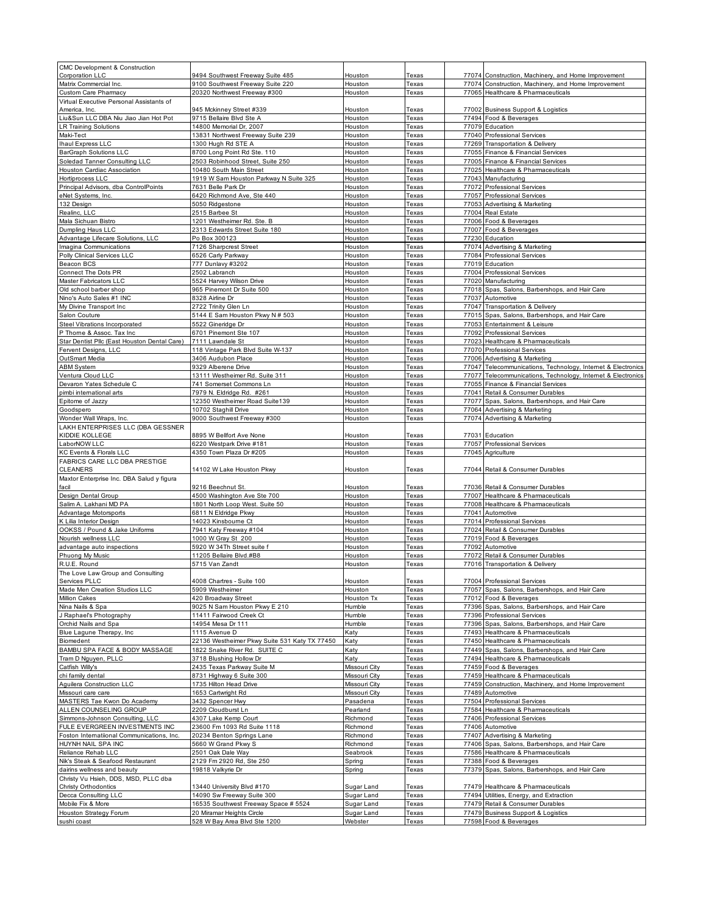| | | | | | |
|---|---|---|---|---|---|
| CMC Development & Construction Corporation LLC | 9494 Southwest Freeway Suite 485 | Houston | Texas | 77074 | Construction, Machinery, and Home Improvement |
| Matrix Commercial Inc. | 9100 Southwest Freeway Suite 220 | Houston | Texas | 77074 | Construction, Machinery, and Home Improvement |
| Custom Care Pharmacy | 20320 Northwest Freeway #300 | Houston | Texas | 77065 | Healthcare & Pharmaceuticals |
| Virtual Executive Personal Assistants of America, Inc. | 945 Mckinney Street #339 | Houston | Texas | 77002 | Business Support & Logistics |
| Liu&Sun LLC DBA Niu Jiao Jian Hot Pot | 9715 Bellaire Blvd Ste A | Houston | Texas | 77494 | Food & Beverages |
| LR Training Solutions | 14800 Memorial Dr, 2007 | Houston | Texas | 77079 | Education |
| Maki-Tect | 13831 Northwest Freeway Suite 239 | Houston | Texas | 77040 | Professional Services |
| Ihaul Express LLC | 1300 Hugh Rd STE A | Houston | Texas | 77269 | Transportation & Delivery |
| BarGraph Solutions LLC | 8700 Long Point Rd Ste. 110 | Houston | Texas | 77055 | Finance & Financial Services |
| Soledad Tanner Consulting LLC | 2503 Robinhood Street, Suite 250 | Houston | Texas | 77005 | Finance & Financial Services |
| Houston Cardiac Association | 10480 South Main Street | Houston | Texas | 77025 | Healthcare & Pharmaceuticals |
| Hortiprocess LLC | 1919 W Sam Houston Parkway N Suite 325 | Houston | Texas | 77043 | Manufacturing |
| Principal Advisors, dba ControlPoints | 7631 Belle Park Dr | Houston | Texas | 77072 | Professional Services |
| eNet Systems, Inc. | 6420 Richmond Ave, Ste 440 | Houston | Texas | 77057 | Professional Services |
| 132 Design | 5050 Ridgestone | Houston | Texas | 77053 | Advertising & Marketing |
| Realinc, LLC | 2515 Barbee St | Houston | Texas | 77004 | Real Estate |
| Mala Sichuan Bistro | 1201 Westheimer Rd. Ste. B | Houston | Texas | 77006 | Food & Beverages |
| Dumpling Haus LLC | 2313 Edwards Street Suite 180 | Houston | Texas | 77007 | Food & Beverages |
| Advantage Lifecare Solutions, LLC | Po Box 300123 | Houston | Texas | 77230 | Education |
| Imagina Communications | 7126 Sharpcrest Street | Houston | Texas | 77074 | Advertising & Marketing |
| Polly Clinical Services LLC | 6526 Carly Parkway | Houston | Texas | 77084 | Professional Services |
| Beacon BCS | 777 Dunlavy #3202 | Houston | Texas | 77019 | Education |
| Connect The Dots PR | 2502 Labranch | Houston | Texas | 77004 | Professional Services |
| Master Fabricators LLC | 5524 Harvey Wilson Drive | Houston | Texas | 77020 | Manufacturing |
| Old school barber shop | 965 Pinemont Dr Suite 500 | Houston | Texas | 77018 | Spas, Salons, Barbershops, and Hair Care |
| Nino's Auto Sales #1 INC | 8328 Airline Dr | Houston | Texas | 77037 | Automotive |
| My Divine Transport Inc | 2722 Trinity Glen Ln | Houston | Texas | 77047 | Transportation & Delivery |
| Salon Couture | 5144 E Sam Houston Pkwy N # 503 | Houston | Texas | 77015 | Spas, Salons, Barbershops, and Hair Care |
| Steel Vibrations Incorporated | 5522 Gineridge Dr | Houston | Texas | 77053 | Entertainment & Leisure |
| P Thorne & Assoc. Tax Inc | 6701 Pinemont Ste 107 | Houston | Texas | 77092 | Professional Services |
| Star Dentist Pllc (East Houston Dental Care) | 7111 Lawndale St | Houston | Texas | 77023 | Healthcare & Pharmaceuticals |
| Fervent Designs, LLC | 118 Vintage Park Blvd Suite W-137 | Houston | Texas | 77070 | Professional Services |
| OutSmart Media | 3406 Audubon Place | Houston | Texas | 77006 | Advertising & Marketing |
| ABM System | 9329 Alberene Drive | Houston | Texas | 77047 | Telecommunications, Technology, Internet & Electronics |
| Ventura Cloud LLC | 13111 Westheimer Rd. Suite 311 | Houston | Texas | 77077 | Telecommunications, Technology, Internet & Electronics |
| Devaron Yates Schedule C | 741 Somerset Commons Ln | Houston | Texas | 77055 | Finance & Financial Services |
| pimbi international arts | 7979 N. Eldridge Rd. #261 | Houston | Texas | 77041 | Retail & Consumer Durables |
| Epitome of Jazzy | 12350 Westheimer Road Suite139 | Houston | Texas | 77077 | Spas, Salons, Barbershops, and Hair Care |
| Goodspero | 10702 Staghill Drive | Houston | Texas | 77064 | Advertising & Marketing |
| Wonder Wall Wraps, Inc. | 9000 Southwest Freeway #300 | Houston | Texas | 77074 | Advertising & Marketing |
| LAKH ENTERPRISES LLC (DBA GESSNER KIDDIE KOLLEGE | 8895 W Bellfort Ave None | Houston | Texas | 77031 | Education |
| LaborNOW LLC | 6220 Westpark Drive #181 | Houston | Texas | 77057 | Professional Services |
| KC Events & Florals LLC | 4350 Town Plaza Dr #205 | Houston | Texas | 77045 | Agriculture |
| FABRICS CARE LLC DBA PRESTIGE CLEANERS | 14102 W Lake Houston Pkwy | Houston | Texas | 77044 | Retail & Consumer Durables |
| Maxtor Enterprise Inc. DBA Salud y figura facil | 9216 Beechnut St. | Houston | Texas | 77036 | Retail & Consumer Durables |
| Design Dental Group | 4500 Washington Ave Ste 700 | Houston | Texas | 77007 | Healthcare & Pharmaceuticals |
| Salim A. Lakhani MD PA | 1801 North Loop West. Suite 50 | Houston | Texas | 77008 | Healthcare & Pharmaceuticals |
| Advantage Motorsports | 6811 N Eldridge Pkwy | Houston | Texas | 77041 | Automotive |
| K Lilia Interior Design | 14023 Kinsbourne Ct | Houston | Texas | 77014 | Professional Services |
| OOKSS / Pound & Jake Uniforms | 7941 Katy Freeway #104 | Houston | Texas | 77024 | Retail & Consumer Durables |
| Nourish wellness LLC | 1000 W Gray St 200 | Houston | Texas | 77019 | Food & Beverages |
| advantage auto inspections | 5920 W 34Th Street suite f | Houston | Texas | 77092 | Automotive |
| Phuong My Music | 11205 Bellaire Blvd.#B8 | Houston | Texas | 77072 | Retail & Consumer Durables |
| R.U.E. Round | 5715 Van Zandt | Houston | Texas | 77016 | Transportation & Delivery |
| The Love Law Group and Consulting Services PLLC | 4008 Chartres - Suite 100 | Houston | Texas | 77004 | Professional Services |
| Made Men Creation Studios LLC | 5909 Westheimer | Houston | Texas | 77057 | Spas, Salons, Barbershops, and Hair Care |
| Million Cakes | 420 Broadway Street | Houston Tx | Texas | 77012 | Food & Beverages |
| Nina Nails & Spa | 9025 N Sam Houston Pkwy E 210 | Humble | Texas | 77396 | Spas, Salons, Barbershops, and Hair Care |
| J Raphael's Photography | 11411 Fairwood Creek Ct | Humble | Texas | 77396 | Professional Services |
| Orchid Nails and Spa | 14954 Mesa Dr 111 | Humble | Texas | 77396 | Spas, Salons, Barbershops, and Hair Care |
| Blue Lagune Therapy, Inc | 1115 Avenue D | Katy | Texas | 77493 | Healthcare & Pharmaceuticals |
| Biomedent | 22136 Westheimer Pkwy Suite 531 Katy TX 77450 | Katy | Texas | 77450 | Healthcare & Pharmaceuticals |
| BAMBU SPA FACE & BODY MASSAGE | 1822 Snake River Rd. SUITE C | Katy | Texas | 77449 | Spas, Salons, Barbershops, and Hair Care |
| Tram D Nguyen, PLLC | 3718 Blushing Hollow Dr | Katy | Texas | 77494 | Healthcare & Pharmaceuticals |
| Catfish Willy's | 2435 Texas Parkway Suite M | Missouri City | Texas | 77459 | Food & Beverages |
| chi family dental | 8731 Highway 6 Suite 300 | Missouri City | Texas | 77459 | Healthcare & Pharmaceuticals |
| Aguilera Construction LLC | 1735 Hilton Head Drive | Missouri City | Texas | 77459 | Construction, Machinery, and Home Improvement |
| Missouri care care | 1653 Cartwright Rd | Missouri City | Texas | 77489 | Automotive |
| MASTERS Tae Kwon Do Academy | 3432 Spencer Hwy | Pasadena | Texas | 77504 | Professional Services |
| ALLEN COUNSELING GROUP | 2209 Cloudburst Ln | Pearland | Texas | 77584 | Healthcare & Pharmaceuticals |
| Simmons-Johnson Consulting, LLC | 4307 Lake Kemp Court | Richmond | Texas | 77406 | Professional Services |
| FULE EVERGREEN INVESTMENTS INC | 23600 Fm 1093 Rd Suite 1118 | Richmond | Texas | 77406 | Automotive |
| Foston Internatiional Communications, Inc. | 20234 Benton Springs Lane | Richmond | Texas | 77407 | Advertising & Marketing |
| HUYNH NAIL SPA INC | 5660 W Grand Pkwy S | Richmond | Texas | 77406 | Spas, Salons, Barbershops, and Hair Care |
| Reliance Rehab LLC | 2501 Oak Dale Way | Seabrook | Texas | 77586 | Healthcare & Pharmaceuticals |
| Nik's Steak & Seafood Restaurant | 2129 Fm 2920 Rd, Ste 250 | Spring | Texas | 77388 | Food & Beverages |
| dairins wellness and beauty | 19818 Valkyrie Dr | Spring | Texas | 77379 | Spas, Salons, Barbershops, and Hair Care |
| Christy Vu Hsieh, DDS, MSD, PLLC dba Christy Orthodontics | 13440 University Blvd #170 | Sugar Land | Texas | 77479 | Healthcare & Pharmaceuticals |
| Decca Consulting LLC | 14090 Sw Freeway Suite 300 | Sugar Land | Texas | 77494 | Utilities, Energy, and Extraction |
| Mobile Fix & More | 16535 Southwest Freeway Space # 5524 | Sugar Land | Texas | 77479 | Retail & Consumer Durables |
| Houston Strategy Forum | 20 Miramar Heights Circle | Sugar Land | Texas | 77479 | Business Support & Logistics |
| sushi coast | 528 W Bay Area Blvd Ste 1200 | Webster | Texas | 77598 | Food & Beverages |